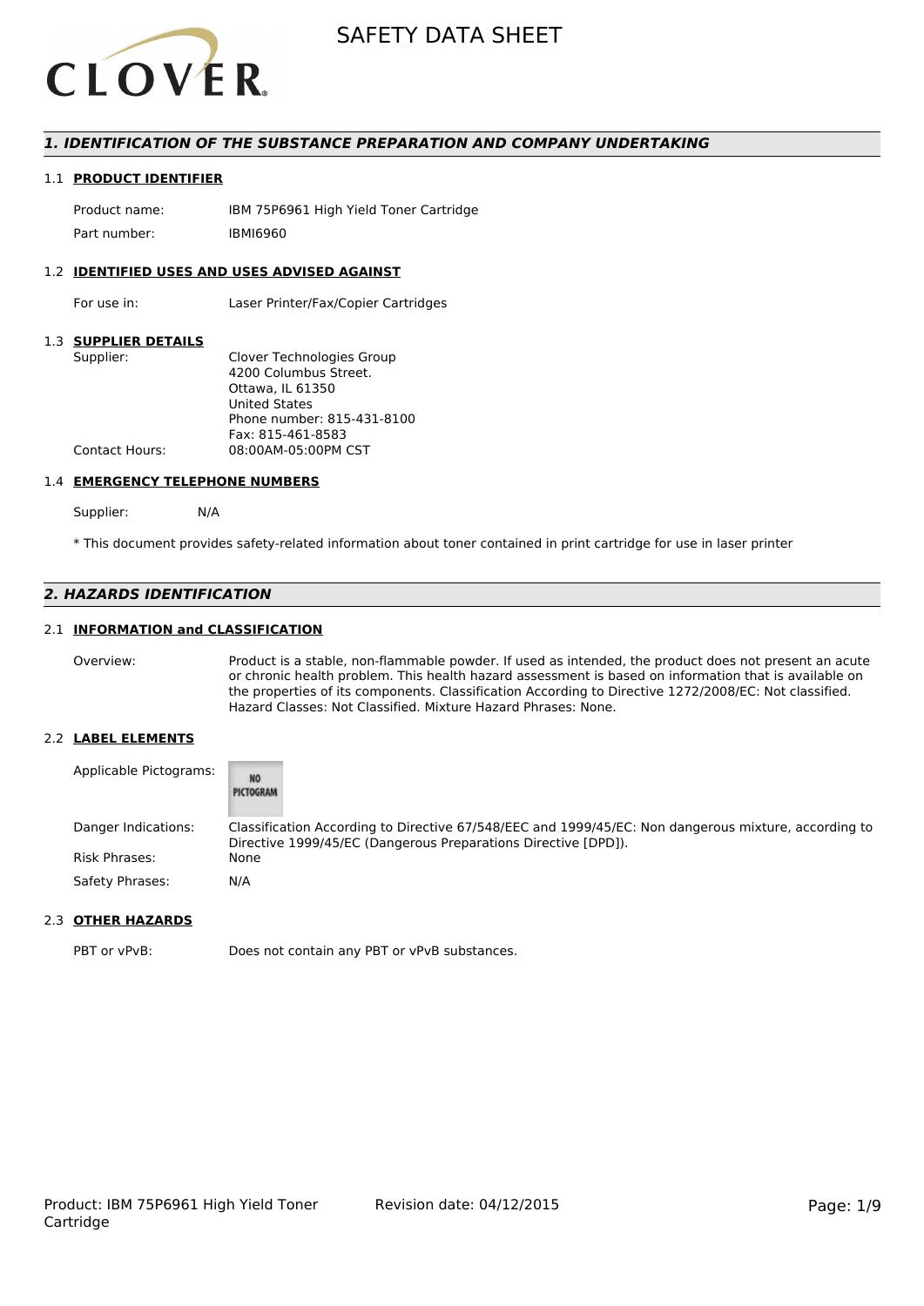# SAFETY DATA SHEET

## 1. IDENTIFICATION OF THE SUBSTANCE PREPARATION AND COMPANY UNDERTAKING

### 1.1 PRODUCT IDENTIFIER

| | |
|---|---|
| Product name: | IBM 75P6961 High Yield Toner Cartridge |
| Part number: | IBMI6960 |

### 1.2 IDENTIFIED USES AND USES ADVISED AGAINST

| | |
|---|---|
| For use in: | Laser Printer/Fax/Copier Cartridges |

### 1.3 SUPPLIER DETAILS

| | |
|---|---|
| Supplier: | Clover Technologies Group<br>4200 Columbus Street.<br>Ottawa, IL 61350<br>United States<br>Phone number: 815-431-8100<br>Fax: 815-461-8583 |
| Contact Hours: | 08:00AM-05:00PM CST |

### 1.4 EMERGENCY TELEPHONE NUMBERS

Supplier: N/A

* This document provides safety-related information about toner contained in print cartridge for use in laser printer

## 2. HAZARDS IDENTIFICATION

### 2.1 INFORMATION and CLASSIFICATION

| | |
|---|---|
| Overview: | Product is a stable, non-flammable powder. If used as intended, the product does not present an acute or chronic health problem. This health hazard assessment is based on information that is available on the properties of its components. Classification According to Directive 1272/2008/EC: Not classified. Hazard Classes: Not Classified. Mixture Hazard Phrases: None. |

### 2.2 LABEL ELEMENTS

| | |
|---|---|
| Applicable Pictograms: | NO PICTOGRAM |
| Danger Indications: | Classification According to Directive 67/548/EEC and 1999/45/EC: Non dangerous mixture, according to Directive 1999/45/EC (Dangerous Preparations Directive [DPD]). |
| Risk Phrases: | None |
| Safety Phrases: | N/A |

### 2.3 OTHER HAZARDS

| | |
|---|---|
| PBT or vPvB: | Does not contain any PBT or vPvB substances. |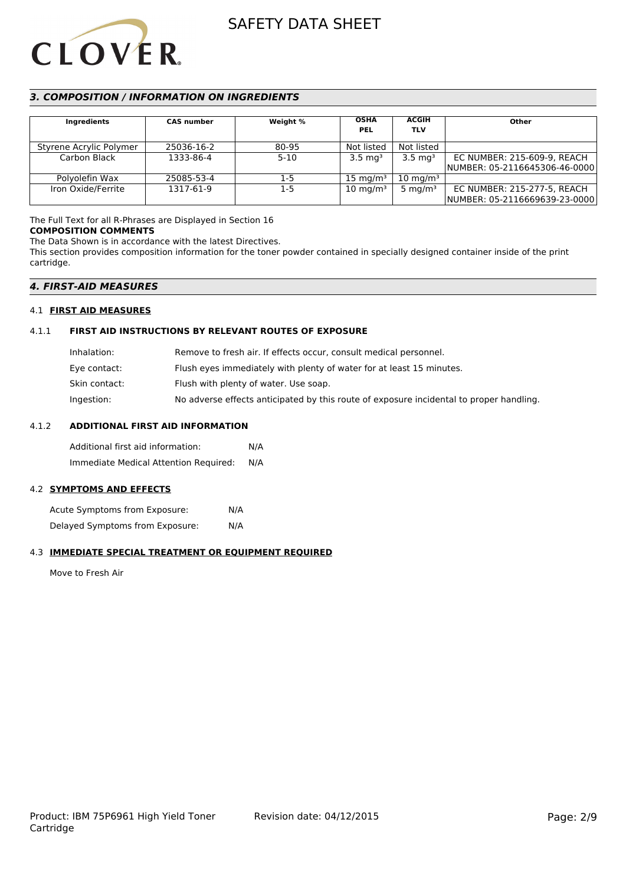## *3. COMPOSITION / INFORMATION ON INGREDIENTS*

| Ingredients | CAS number | Weight % | OSHA PEL | ACGIH TLV | Other |
|---|---|---|---|---|---|
| Styrene Acrylic Polymer | 25036-16-2 | 80-95 | Not listed | Not listed | |
| Carbon Black | 1333-86-4 | 5-10 | 3.5 $mg^3$ | 3.5 $mg^3$ | EC NUMBER: 215-609-9, REACH NUMBER: 05-2116645306-46-0000 |
| Polyolefin Wax | 25085-53-4 | 1-5 | 15 $mg/m^3$ | 10 $mg/m^3$ | |
| Iron Oxide/Ferrite | 1317-61-9 | 1-5 | 10 $mg/m^3$ | 5 $mg/m^3$ | EC NUMBER: 215-277-5, REACH NUMBER: 05-2116669639-23-0000 |

The Full Text for all R-Phrases are Displayed in Section 16

**COMPOSITION COMMENTS**

The Data Shown is in accordance with the latest Directives.

This section provides composition information for the toner powder contained in specially designed container inside of the print cartridge.

## *4. FIRST-AID MEASURES*

### 4.1 FIRST AID MEASURES

#### 4.1.1 FIRST AID INSTRUCTIONS BY RELEVANT ROUTES OF EXPOSURE

Inhalation: Remove to fresh air. If effects occur, consult medical personnel.

Eye contact: Flush eyes immediately with plenty of water for at least 15 minutes.

Skin contact: Flush with plenty of water. Use soap.

Ingestion: No adverse effects anticipated by this route of exposure incidental to proper handling.

#### 4.1.2 ADDITIONAL FIRST AID INFORMATION

Additional first aid information: N/A

Immediate Medical Attention Required: N/A

### 4.2 SYMPTOMS AND EFFECTS

Acute Symptoms from Exposure: N/A

Delayed Symptoms from Exposure: N/A

### 4.3 IMMEDIATE SPECIAL TREATMENT OR EQUIPMENT REQUIRED

Move to Fresh Air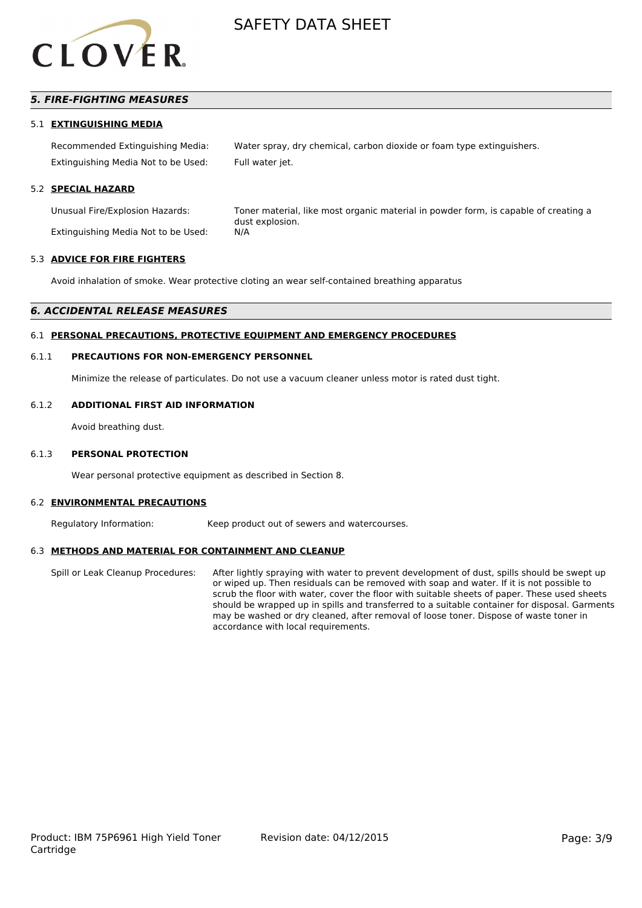## 5. FIRE-FIGHTING MEASURES

### 5.1 EXTINGUISHING MEDIA

Recommended Extinguishing Media: Water spray, dry chemical, carbon dioxide or foam type extinguishers.

Extinguishing Media Not to be Used: Full water jet.

### 5.2 SPECIAL HAZARD

Unusual Fire/Explosion Hazards: Toner material, like most organic material in powder form, is capable of creating a dust explosion.

Extinguishing Media Not to be Used: N/A

### 5.3 ADVICE FOR FIRE FIGHTERS

Avoid inhalation of smoke. Wear protective cloting an wear self-contained breathing apparatus

## 6. ACCIDENTAL RELEASE MEASURES

### 6.1 PERSONAL PRECAUTIONS, PROTECTIVE EQUIPMENT AND EMERGENCY PROCEDURES

#### 6.1.1 PRECAUTIONS FOR NON-EMERGENCY PERSONNEL

Minimize the release of particulates. Do not use a vacuum cleaner unless motor is rated dust tight.

#### 6.1.2 ADDITIONAL FIRST AID INFORMATION

Avoid breathing dust.

#### 6.1.3 PERSONAL PROTECTION

Wear personal protective equipment as described in Section 8.

### 6.2 ENVIRONMENTAL PRECAUTIONS

Regulatory Information: Keep product out of sewers and watercourses.

### 6.3 METHODS AND MATERIAL FOR CONTAINMENT AND CLEANUP

Spill or Leak Cleanup Procedures: After lightly spraying with water to prevent development of dust, spills should be swept up or wiped up. Then residuals can be removed with soap and water. If it is not possible to scrub the floor with water, cover the floor with suitable sheets of paper. These used sheets should be wrapped up in spills and transferred to a suitable container for disposal. Garments may be washed or dry cleaned, after removal of loose toner. Dispose of waste toner in accordance with local requirements.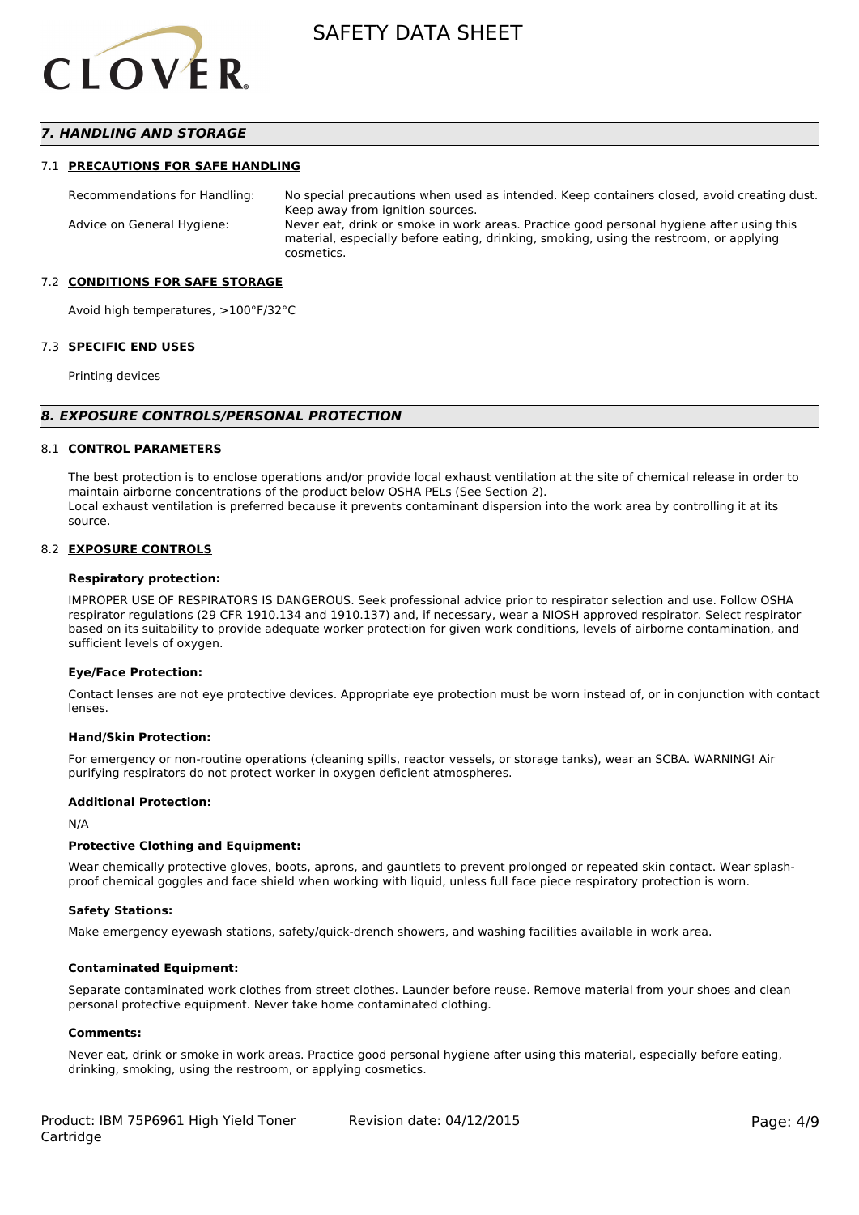## *7. HANDLING AND STORAGE*

### 7.1 PRECAUTIONS FOR SAFE HANDLING

| | |
|---|---|
| Recommendations for Handling: | No special precautions when used as intended. Keep containers closed, avoid creating dust. Keep away from ignition sources. |
| Advice on General Hygiene: | Never eat, drink or smoke in work areas. Practice good personal hygiene after using this material, especially before eating, drinking, smoking, using the restroom, or applying cosmetics. |

### 7.2 CONDITIONS FOR SAFE STORAGE

Avoid high temperatures, >100°F/32°C

### 7.3 SPECIFIC END USES

Printing devices

## *8. EXPOSURE CONTROLS/PERSONAL PROTECTION*

### 8.1 CONTROL PARAMETERS

The best protection is to enclose operations and/or provide local exhaust ventilation at the site of chemical release in order to maintain airborne concentrations of the product below OSHA PELs (See Section 2).
Local exhaust ventilation is preferred because it prevents contaminant dispersion into the work area by controlling it at its source.

### 8.2 EXPOSURE CONTROLS

**Respiratory protection:**

IMPROPER USE OF RESPIRATORS IS DANGEROUS. Seek professional advice prior to respirator selection and use. Follow OSHA respirator regulations (29 CFR 1910.134 and 1910.137) and, if necessary, wear a NIOSH approved respirator. Select respirator based on its suitability to provide adequate worker protection for given work conditions, levels of airborne contamination, and sufficient levels of oxygen.

**Eye/Face Protection:**

Contact lenses are not eye protective devices. Appropriate eye protection must be worn instead of, or in conjunction with contact lenses.

**Hand/Skin Protection:**

For emergency or non-routine operations (cleaning spills, reactor vessels, or storage tanks), wear an SCBA. WARNING! Air purifying respirators do not protect worker in oxygen deficient atmospheres.

**Additional Protection:**

N/A

**Protective Clothing and Equipment:**

Wear chemically protective gloves, boots, aprons, and gauntlets to prevent prolonged or repeated skin contact. Wear splash-proof chemical goggles and face shield when working with liquid, unless full face piece respiratory protection is worn.

**Safety Stations:**

Make emergency eyewash stations, safety/quick-drench showers, and washing facilities available in work area.

**Contaminated Equipment:**

Separate contaminated work clothes from street clothes. Launder before reuse. Remove material from your shoes and clean personal protective equipment. Never take home contaminated clothing.

**Comments:**

Never eat, drink or smoke in work areas. Practice good personal hygiene after using this material, especially before eating, drinking, smoking, using the restroom, or applying cosmetics.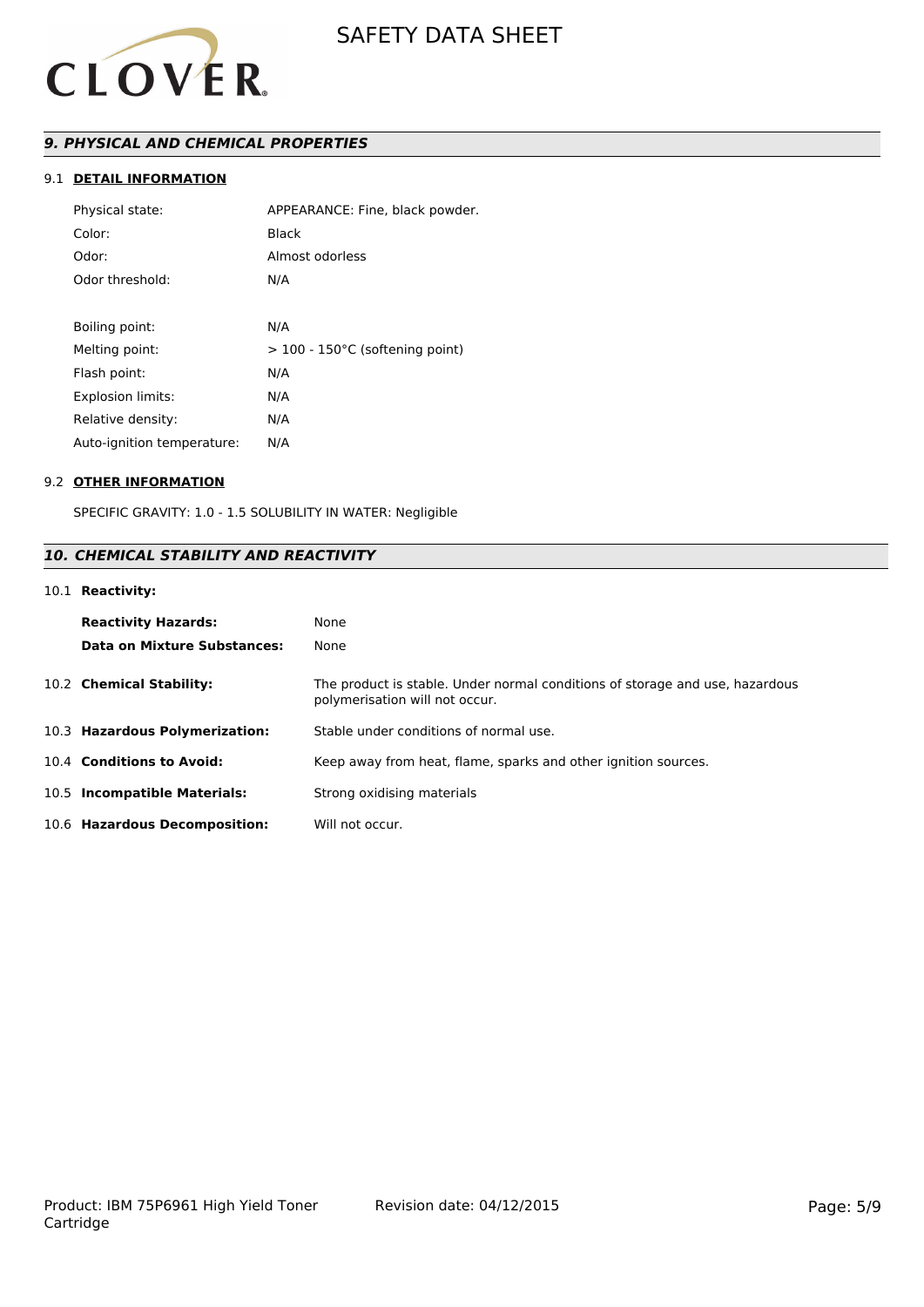## 9. PHYSICAL AND CHEMICAL PROPERTIES

### 9.1 DETAIL INFORMATION

| | |
|---|---|
| Physical state: | APPEARANCE: Fine, black powder. |
| Color: | Black |
| Odor: | Almost odorless |
| Odor threshold: | N/A |
| Boiling point: | N/A |
| Melting point: | > 100 - 150°C (softening point) |
| Flash point: | N/A |
| Explosion limits: | N/A |
| Relative density: | N/A |
| Auto-ignition temperature: | N/A |

### 9.2 OTHER INFORMATION

SPECIFIC GRAVITY: 1.0 - 1.5 SOLUBILITY IN WATER: Negligible

## 10. CHEMICAL STABILITY AND REACTIVITY

### 10.1 Reactivity:

| | |
|---|---|
| **Reactivity Hazards:** | None |
| **Data on Mixture Substances:** | None |

| | |
|---|---|
| 10.2 **Chemical Stability:** | The product is stable. Under normal conditions of storage and use, hazardous polymerisation will not occur. |
| 10.3 **Hazardous Polymerization:** | Stable under conditions of normal use. |
| 10.4 **Conditions to Avoid:** | Keep away from heat, flame, sparks and other ignition sources. |
| 10.5 **Incompatible Materials:** | Strong oxidising materials |
| 10.6 **Hazardous Decomposition:** | Will not occur. |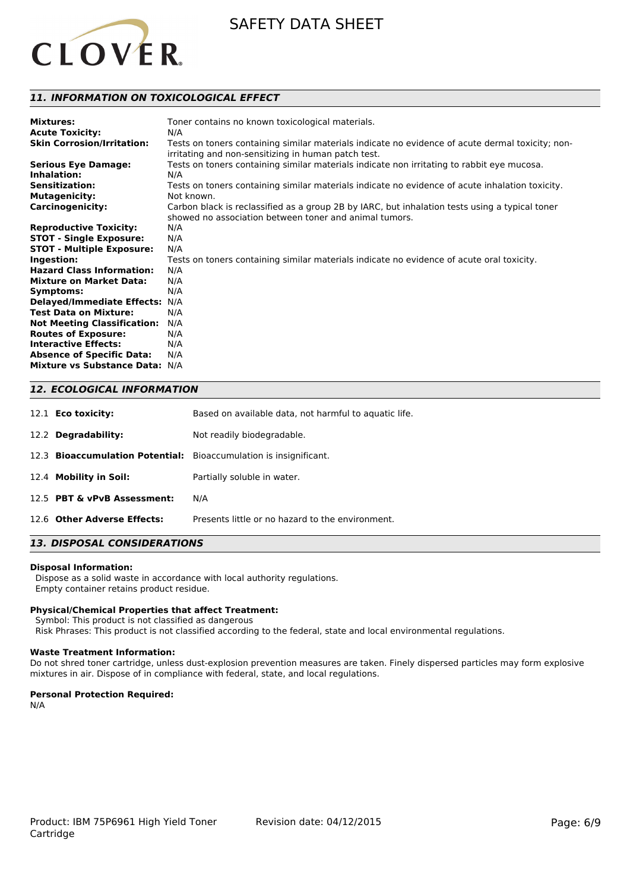## *11. INFORMATION ON TOXICOLOGICAL EFFECT*

| | |
|---|---|
| **Mixtures:** | Toner contains no known toxicological materials. |
| **Acute Toxicity:** | N/A |
| **Skin Corrosion/Irritation:** | Tests on toners containing similar materials indicate no evidence of acute dermal toxicity; non-irritating and non-sensitizing in human patch test. |
| **Serious Eye Damage:** | Tests on toners containing similar materials indicate non irritating to rabbit eye mucosa. |
| **Inhalation:** | N/A |
| **Sensitization:** | Tests on toners containing similar materials indicate no evidence of acute inhalation toxicity. |
| **Mutagenicity:** | Not known. |
| **Carcinogenicity:** | Carbon black is reclassified as a group 2B by IARC, but inhalation tests using a typical toner showed no association between toner and animal tumors. |
| **Reproductive Toxicity:** | N/A |
| **STOT - Single Exposure:** | N/A |
| **STOT - Multiple Exposure:** | N/A |
| **Ingestion:** | Tests on toners containing similar materials indicate no evidence of acute oral toxicity. |
| **Hazard Class Information:** | N/A |
| **Mixture on Market Data:** | N/A |
| **Symptoms:** | N/A |
| **Delayed/Immediate Effects:** | N/A |
| **Test Data on Mixture:** | N/A |
| **Not Meeting Classification:** | N/A |
| **Routes of Exposure:** | N/A |
| **Interactive Effects:** | N/A |
| **Absence of Specific Data:** | N/A |
| **Mixture vs Substance Data:** | N/A |

## *12. ECOLOGICAL INFORMATION*

| | |
|---|---|
| 12.1 **Eco toxicity:** | Based on available data, not harmful to aquatic life. |
| 12.2 **Degradability:** | Not readily biodegradable. |
| 12.3 **Bioaccumulation Potential:** | Bioaccumulation is insignificant. |
| 12.4 **Mobility in Soil:** | Partially soluble in water. |
| 12.5 **PBT & vPvB Assessment:** | N/A |
| 12.6 **Other Adverse Effects:** | Presents little or no hazard to the environment. |

## *13. DISPOSAL CONSIDERATIONS*

**Disposal Information:**

Dispose as a solid waste in accordance with local authority regulations.
Empty container retains product residue.

**Physical/Chemical Properties that affect Treatment:**

Symbol: This product is not classified as dangerous
Risk Phrases: This product is not classified according to the federal, state and local environmental regulations.

**Waste Treatment Information:**

Do not shred toner cartridge, unless dust-explosion prevention measures are taken. Finely dispersed particles may form explosive mixtures in air. Dispose of in compliance with federal, state, and local regulations.

**Personal Protection Required:**

N/A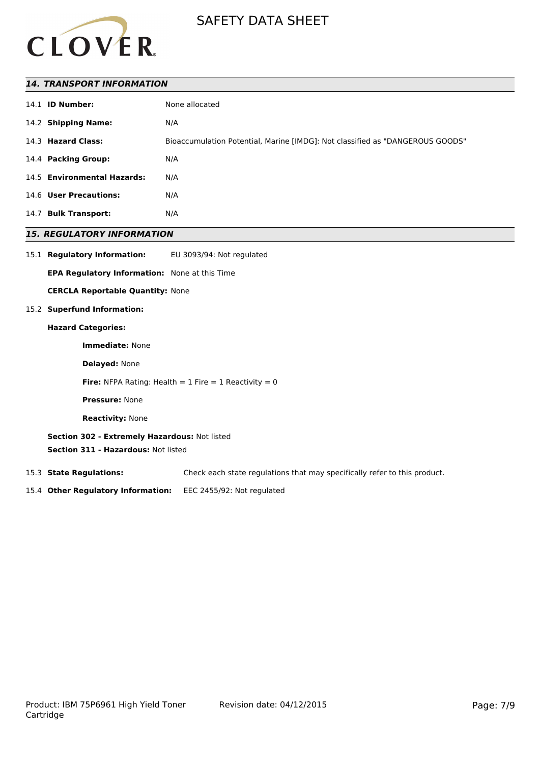## 14. TRANSPORT INFORMATION

14.1 **ID Number:** None allocated

14.2 **Shipping Name:** N/A

14.3 **Hazard Class:** Bioaccumulation Potential, Marine [IMDG]: Not classified as "DANGEROUS GOODS"

14.4 **Packing Group:** N/A

14.5 **Environmental Hazards:** N/A

14.6 **User Precautions:** N/A

14.7 **Bulk Transport:** N/A

## 15. REGULATORY INFORMATION

15.1 **Regulatory Information:** EU 3093/94: Not regulated

**EPA Regulatory Information:** None at this Time

**CERCLA Reportable Quantity:** None

15.2 **Superfund Information:**

**Hazard Categories:**

**Immediate:** None

**Delayed:** None

**Fire:** NFPA Rating: Health = 1 Fire = 1 Reactivity = 0

**Pressure:** None

**Reactivity:** None

**Section 302 - Extremely Hazardous:** Not listed

**Section 311 - Hazardous:** Not listed

15.3 **State Regulations:** Check each state regulations that may specifically refer to this product.

15.4 **Other Regulatory Information:** EEC 2455/92: Not regulated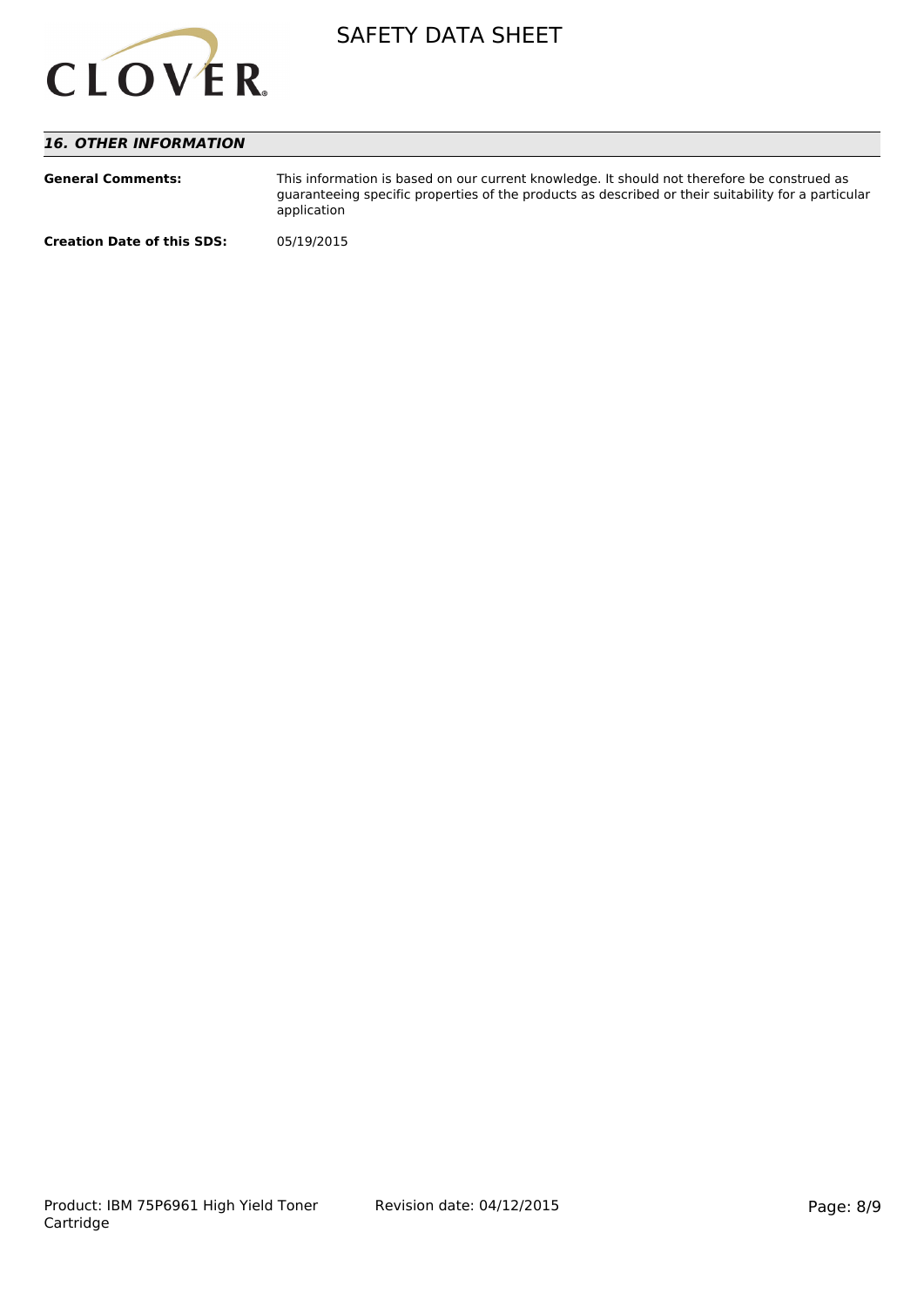## *16. OTHER INFORMATION*

**General Comments:** This information is based on our current knowledge. It should not therefore be construed as guaranteeing specific properties of the products as described or their suitability for a particular application

**Creation Date of this SDS:** 05/19/2015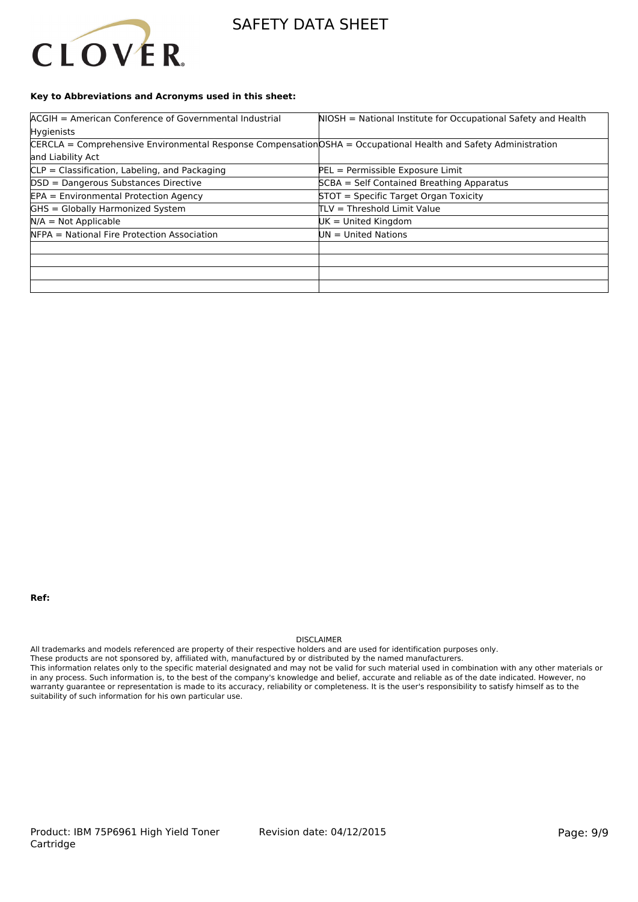**Key to Abbreviations and Acronyms used in this sheet:**

| | |
|---|---|
| ACGIH = American Conference of Governmental Industrial Hygienists | NIOSH = National Institute for Occupational Safety and Health |
| CERCLA = Comprehensive Environmental Response Compensation and Liability Act | OSHA = Occupational Health and Safety Administration |
| CLP = Classification, Labeling, and Packaging | PEL = Permissible Exposure Limit |
| DSD = Dangerous Substances Directive | SCBA = Self Contained Breathing Apparatus |
| EPA = Environmental Protection Agency | STOT = Specific Target Organ Toxicity |
| GHS = Globally Harmonized System | TLV = Threshold Limit Value |
| N/A = Not Applicable | UK = United Kingdom |
| NFPA = National Fire Protection Association | UN = United Nations |
| | |
| | |
| | |
| | |

**Ref:**

DISCLAIMER

All trademarks and models referenced are property of their respective holders and are used for identification purposes only.
These products are not sponsored by, affiliated with, manufactured by or distributed by the named manufacturers.
This information relates only to the specific material designated and may not be valid for such material used in combination with any other materials or in any process. Such information is, to the best of the company's knowledge and belief, accurate and reliable as of the date indicated. However, no warranty guarantee or representation is made to its accuracy, reliability or completeness. It is the user's responsibility to satisfy himself as to the suitability of such information for his own particular use.